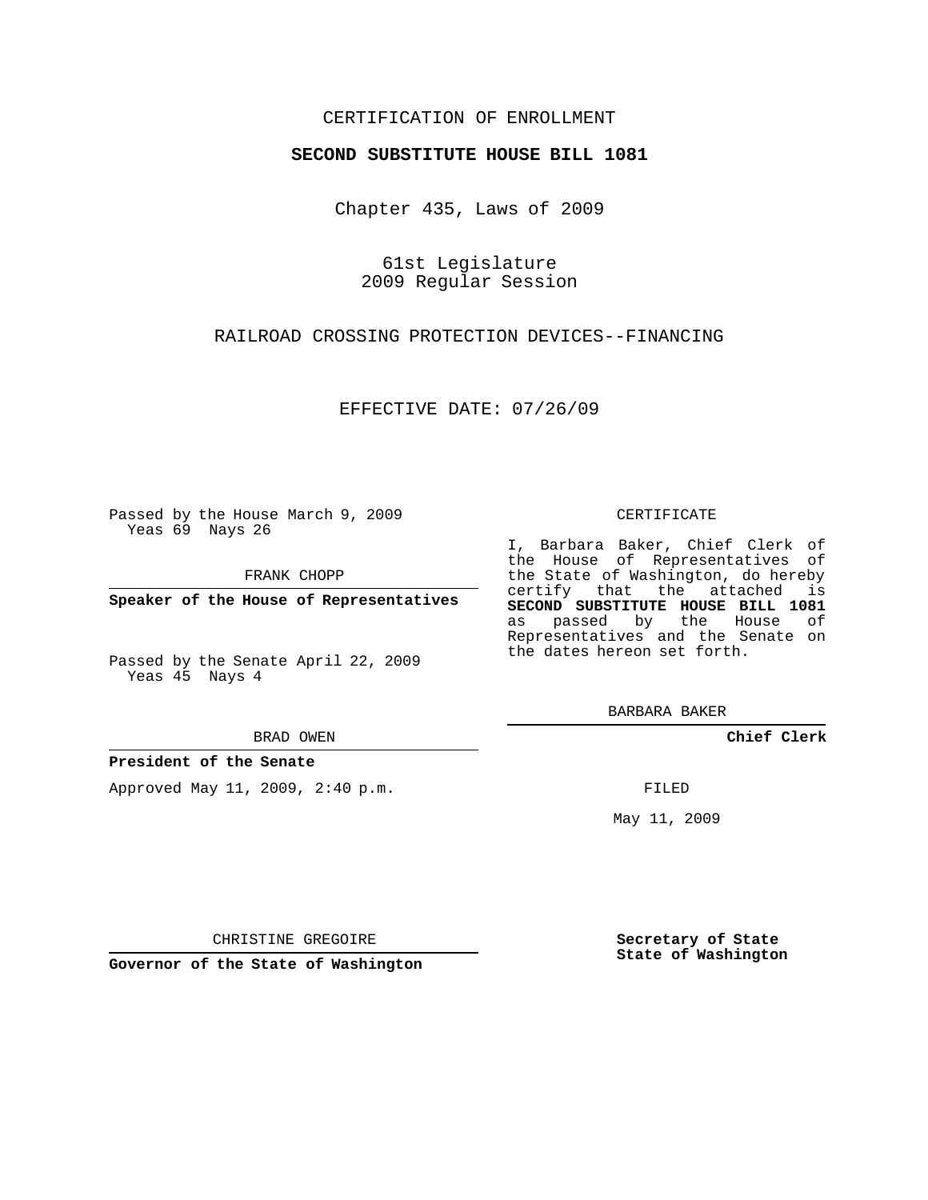CERTIFICATION OF ENROLLMENT

**SECOND SUBSTITUTE HOUSE BILL 1081**

Chapter 435, Laws of 2009

61st Legislature
2009 Regular Session

RAILROAD CROSSING PROTECTION DEVICES--FINANCING

EFFECTIVE DATE: 07/26/09

Passed by the House March 9, 2009
Yeas 69 Nays 26

FRANK CHOPP

**Speaker of the House of Representatives**

Passed by the Senate April 22, 2009
Yeas 45 Nays 4

BRAD OWEN

**President of the Senate**

Approved May 11, 2009, 2:40 p.m.

CHRISTINE GREGOIRE

**Governor of the State of Washington**

CERTIFICATE

I, Barbara Baker, Chief Clerk of the House of Representatives of the State of Washington, do hereby certify that the attached is **SECOND SUBSTITUTE HOUSE BILL 1081** as passed by the House of Representatives and the Senate on the dates hereon set forth.

BARBARA BAKER

**Chief Clerk**

FILED

May 11, 2009

**Secretary of State**
**State of Washington**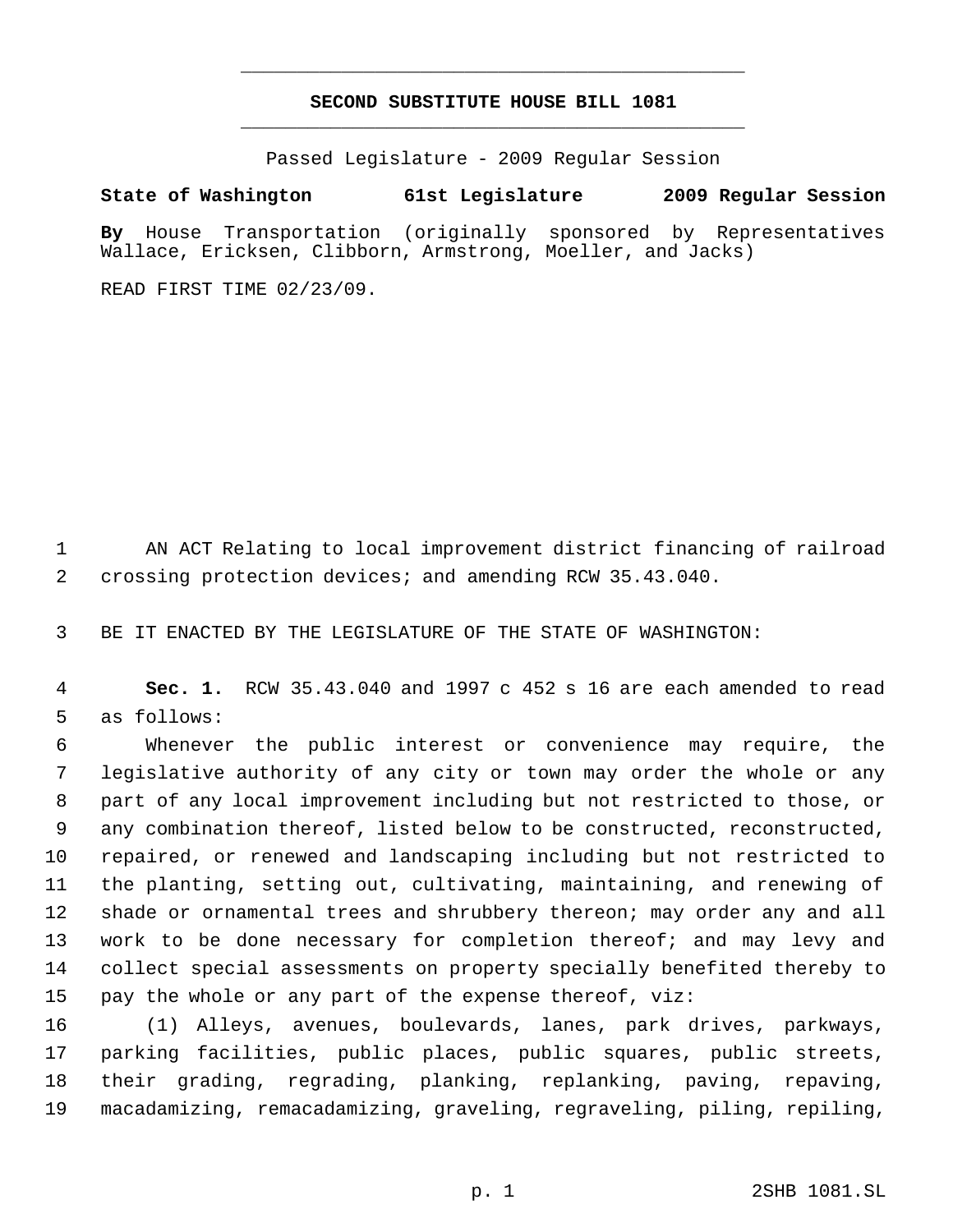# SECOND SUBSTITUTE HOUSE BILL 1081

Passed Legislature - 2009 Regular Session

**State of Washington 61st Legislature 2009 Regular Session**

**By** House Transportation (originally sponsored by Representatives Wallace, Ericksen, Clibborn, Armstrong, Moeller, and Jacks)

READ FIRST TIME 02/23/09.

AN ACT Relating to local improvement district financing of railroad crossing protection devices; and amending RCW 35.43.040.

BE IT ENACTED BY THE LEGISLATURE OF THE STATE OF WASHINGTON:

**Sec. 1.** RCW 35.43.040 and 1997 c 452 s 16 are each amended to read as follows:

Whenever the public interest or convenience may require, the legislative authority of any city or town may order the whole or any part of any local improvement including but not restricted to those, or any combination thereof, listed below to be constructed, reconstructed, repaired, or renewed and landscaping including but not restricted to the planting, setting out, cultivating, maintaining, and renewing of shade or ornamental trees and shrubbery thereon; may order any and all work to be done necessary for completion thereof; and may levy and collect special assessments on property specially benefited thereby to pay the whole or any part of the expense thereof, viz:

(1) Alleys, avenues, boulevards, lanes, park drives, parkways, parking facilities, public places, public squares, public streets, their grading, regrading, planking, replanking, paving, repaving, macadamizing, remacadamizing, graveling, regraveling, piling, repiling,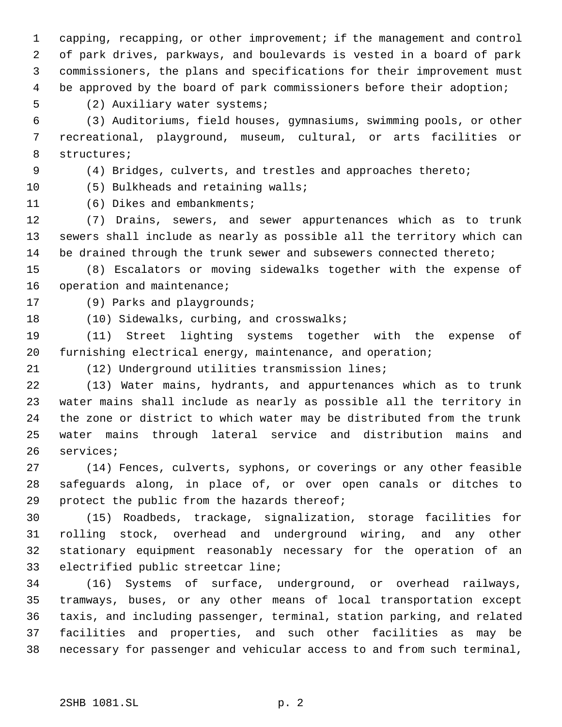capping, recapping, or other improvement; if the management and control of park drives, parkways, and boulevards is vested in a board of park commissioners, the plans and specifications for their improvement must be approved by the board of park commissioners before their adoption;

(2) Auxiliary water systems;

(3) Auditoriums, field houses, gymnasiums, swimming pools, or other recreational, playground, museum, cultural, or arts facilities or structures;

(4) Bridges, culverts, and trestles and approaches thereto;

(5) Bulkheads and retaining walls;

(6) Dikes and embankments;

(7) Drains, sewers, and sewer appurtenances which as to trunk sewers shall include as nearly as possible all the territory which can be drained through the trunk sewer and subsewers connected thereto;

(8) Escalators or moving sidewalks together with the expense of operation and maintenance;

(9) Parks and playgrounds;

(10) Sidewalks, curbing, and crosswalks;

(11) Street lighting systems together with the expense of furnishing electrical energy, maintenance, and operation;

(12) Underground utilities transmission lines;

(13) Water mains, hydrants, and appurtenances which as to trunk water mains shall include as nearly as possible all the territory in the zone or district to which water may be distributed from the trunk water mains through lateral service and distribution mains and services;

(14) Fences, culverts, syphons, or coverings or any other feasible safeguards along, in place of, or over open canals or ditches to protect the public from the hazards thereof;

(15) Roadbeds, trackage, signalization, storage facilities for rolling stock, overhead and underground wiring, and any other stationary equipment reasonably necessary for the operation of an electrified public streetcar line;

(16) Systems of surface, underground, or overhead railways, tramways, buses, or any other means of local transportation except taxis, and including passenger, terminal, station parking, and related facilities and properties, and such other facilities as may be necessary for passenger and vehicular access to and from such terminal,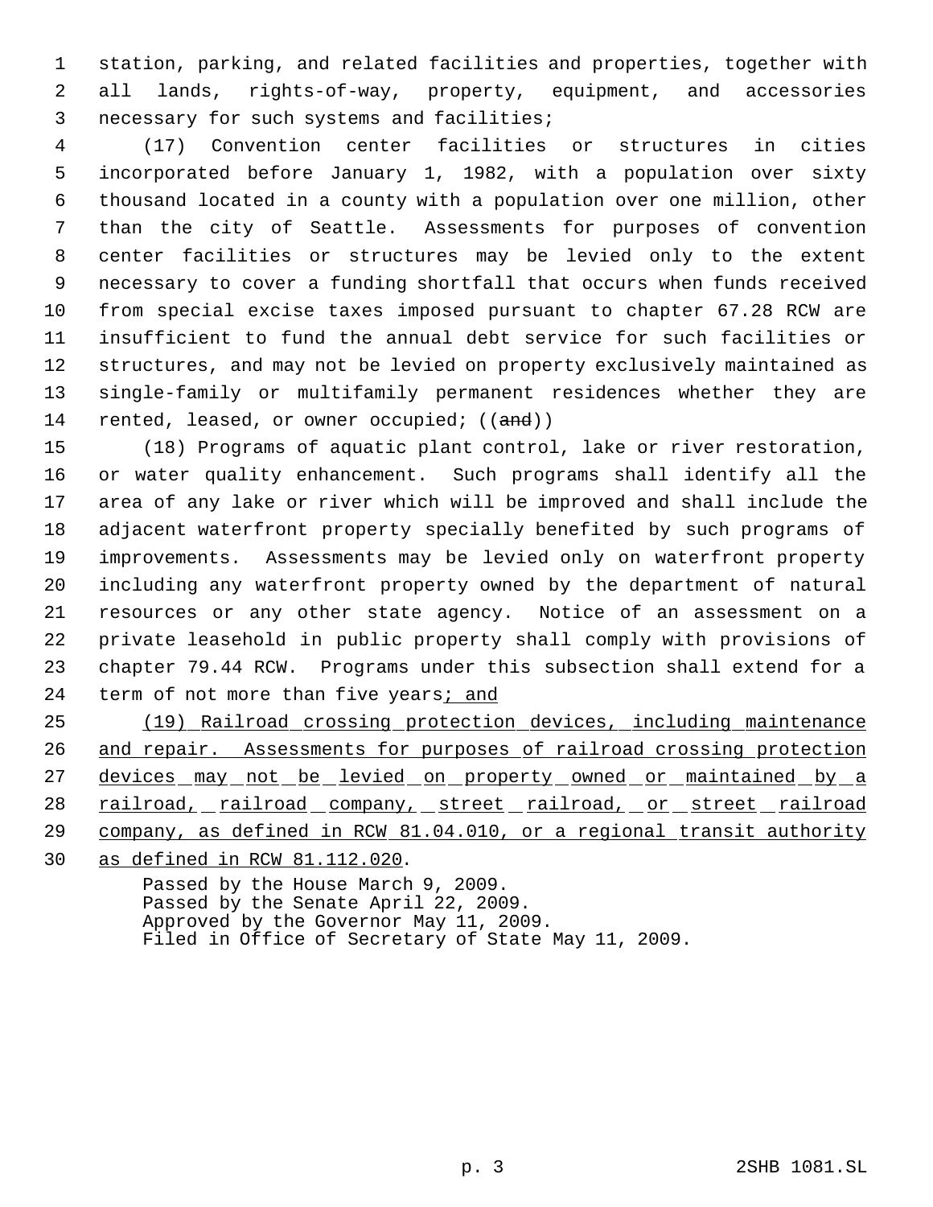station, parking, and related facilities and properties, together with all lands, rights-of-way, property, equipment, and accessories necessary for such systems and facilities;

(17) Convention center facilities or structures in cities incorporated before January 1, 1982, with a population over sixty thousand located in a county with a population over one million, other than the city of Seattle. Assessments for purposes of convention center facilities or structures may be levied only to the extent necessary to cover a funding shortfall that occurs when funds received from special excise taxes imposed pursuant to chapter 67.28 RCW are insufficient to fund the annual debt service for such facilities or structures, and may not be levied on property exclusively maintained as single-family or multifamily permanent residences whether they are rented, leased, or owner occupied; ((~~and~~))

(18) Programs of aquatic plant control, lake or river restoration, or water quality enhancement. Such programs shall identify all the area of any lake or river which will be improved and shall include the adjacent waterfront property specially benefited by such programs of improvements. Assessments may be levied only on waterfront property including any waterfront property owned by the department of natural resources or any other state agency. Notice of an assessment on a private leasehold in public property shall comply with provisions of chapter 79.44 RCW. Programs under this subsection shall extend for a term of not more than five years<u>; and</u>

<u>(19) Railroad crossing protection devices, including maintenance and repair. Assessments for purposes of railroad crossing protection devices may not be levied on property owned or maintained by a railroad, railroad company, street railroad, or street railroad company, as defined in RCW 81.04.010, or a regional transit authority as defined in RCW 81.112.020</u>.

Passed by the House March 9, 2009.
Passed by the Senate April 22, 2009.
Approved by the Governor May 11, 2009.
Filed in Office of Secretary of State May 11, 2009.